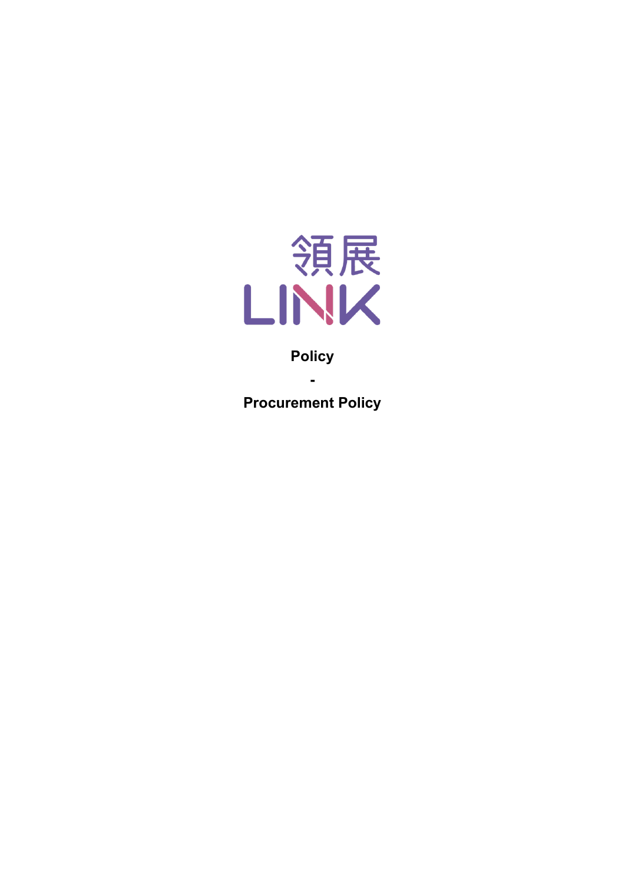領展

LINK

**Policy**

**-**

**Procurement Policy**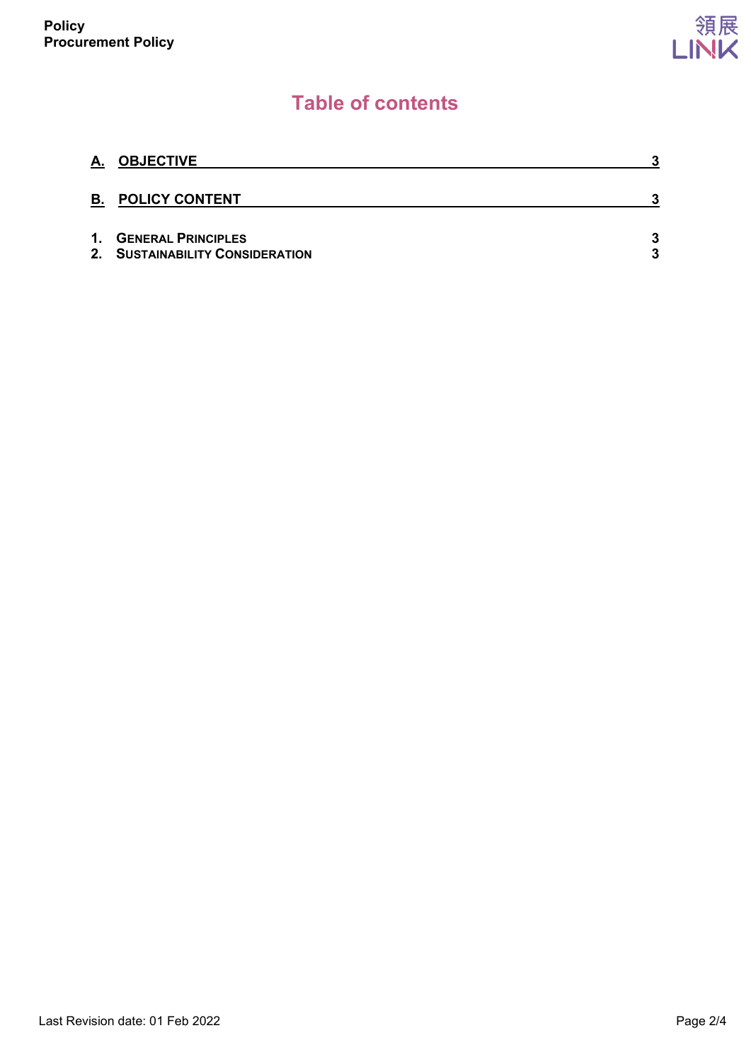# Table of contents

| | |
|---|---|
| **A. OBJECTIVE** | **3** |
| **B. POLICY CONTENT** | **3** |
| **1. GENERAL PRINCIPLES** | **3** |
| **2. SUSTAINABILITY CONSIDERATION** | **3** |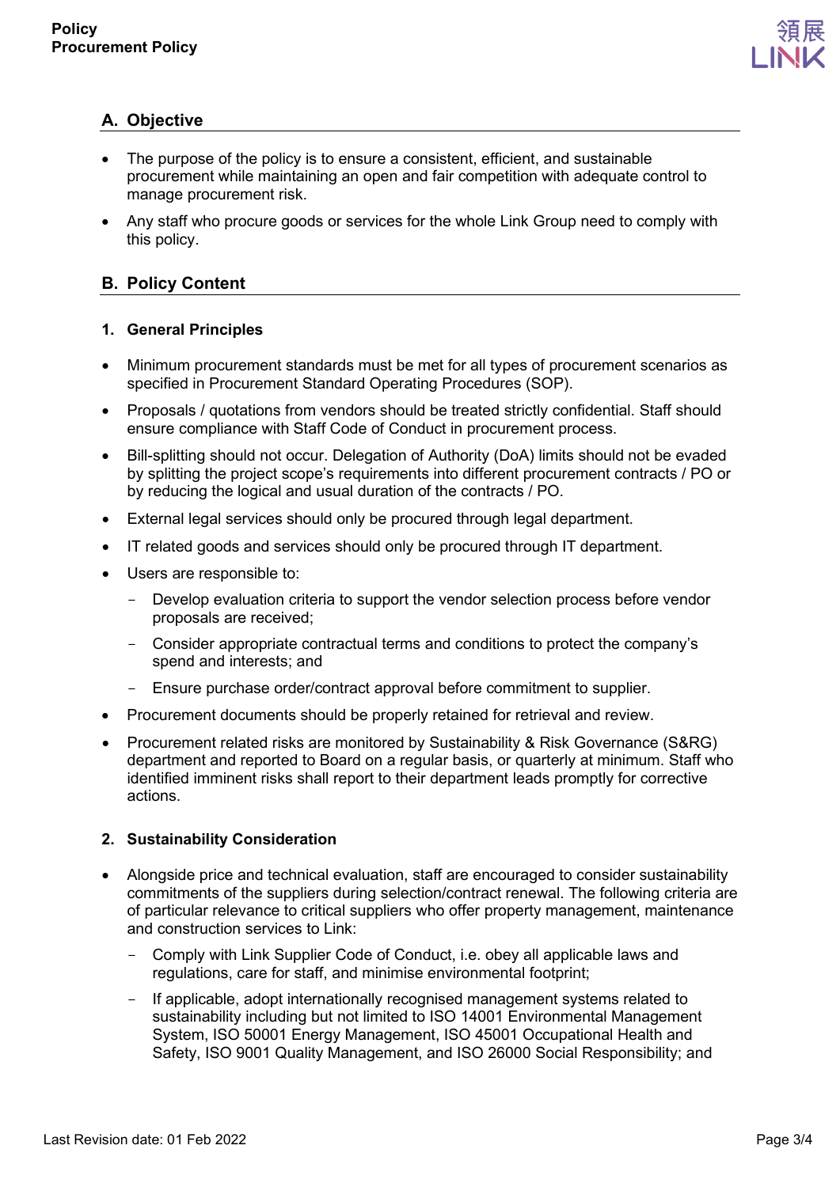## A. Objective

- The purpose of the policy is to ensure a consistent, efficient, and sustainable procurement while maintaining an open and fair competition with adequate control to manage procurement risk.
- Any staff who procure goods or services for the whole Link Group need to comply with this policy.

## B. Policy Content

### 1. General Principles

- Minimum procurement standards must be met for all types of procurement scenarios as specified in Procurement Standard Operating Procedures (SOP).
- Proposals / quotations from vendors should be treated strictly confidential. Staff should ensure compliance with Staff Code of Conduct in procurement process.
- Bill-splitting should not occur. Delegation of Authority (DoA) limits should not be evaded by splitting the project scope's requirements into different procurement contracts / PO or by reducing the logical and usual duration of the contracts / PO.
- External legal services should only be procured through legal department.
- IT related goods and services should only be procured through IT department.
- Users are responsible to:
  - Develop evaluation criteria to support the vendor selection process before vendor proposals are received;
  - Consider appropriate contractual terms and conditions to protect the company's spend and interests; and
  - Ensure purchase order/contract approval before commitment to supplier.
- Procurement documents should be properly retained for retrieval and review.
- Procurement related risks are monitored by Sustainability & Risk Governance (S&RG) department and reported to Board on a regular basis, or quarterly at minimum. Staff who identified imminent risks shall report to their department leads promptly for corrective actions.

### 2. Sustainability Consideration

- Alongside price and technical evaluation, staff are encouraged to consider sustainability commitments of the suppliers during selection/contract renewal. The following criteria are of particular relevance to critical suppliers who offer property management, maintenance and construction services to Link:
  - Comply with Link Supplier Code of Conduct, i.e. obey all applicable laws and regulations, care for staff, and minimise environmental footprint;
  - If applicable, adopt internationally recognised management systems related to sustainability including but not limited to ISO 14001 Environmental Management System, ISO 50001 Energy Management, ISO 45001 Occupational Health and Safety, ISO 9001 Quality Management, and ISO 26000 Social Responsibility; and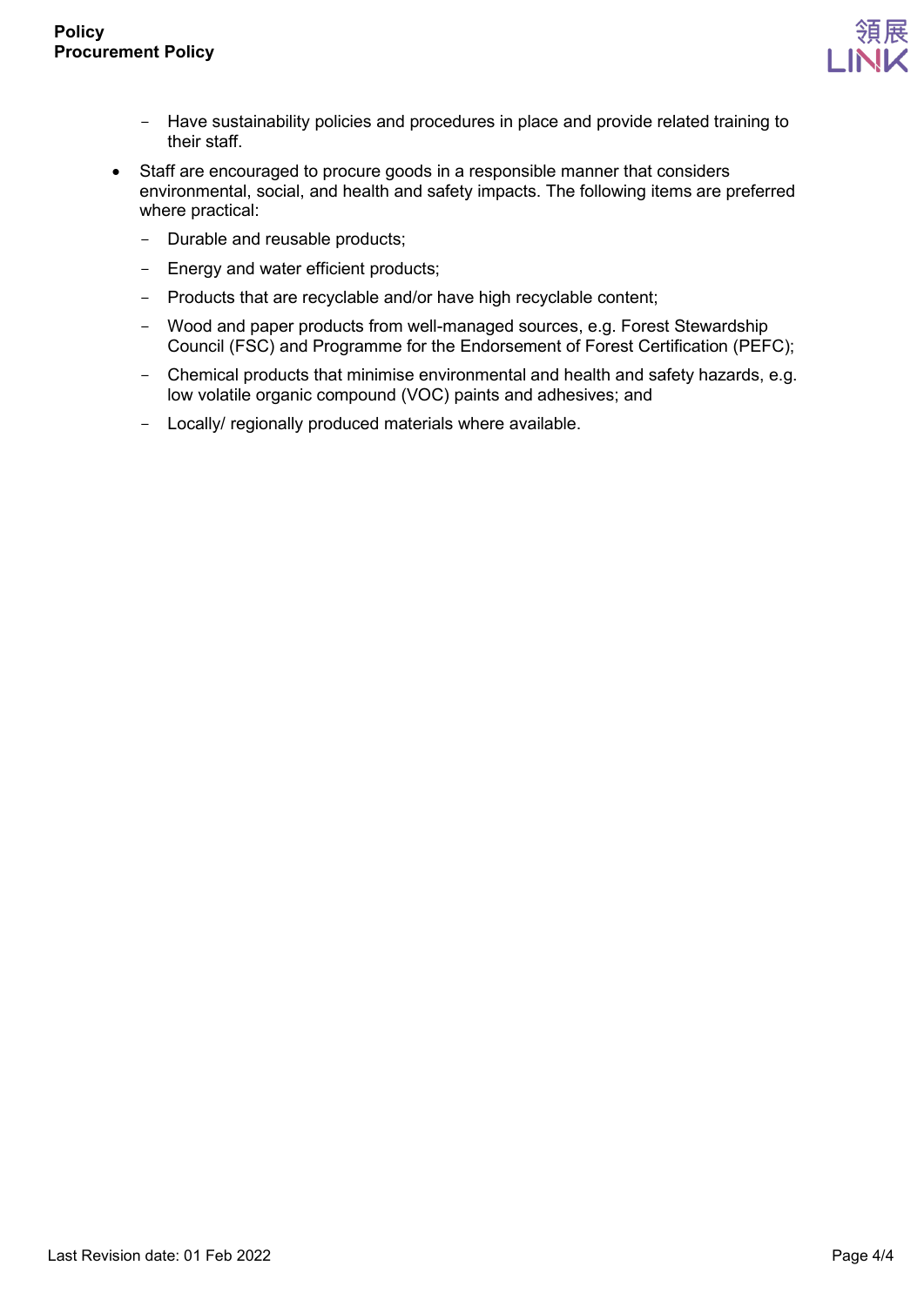- Have sustainability policies and procedures in place and provide related training to their staff.

- Staff are encouraged to procure goods in a responsible manner that considers environmental, social, and health and safety impacts. The following items are preferred where practical:
  - Durable and reusable products;
  - Energy and water efficient products;
  - Products that are recyclable and/or have high recyclable content;
  - Wood and paper products from well-managed sources, e.g. Forest Stewardship Council (FSC) and Programme for the Endorsement of Forest Certification (PEFC);
  - Chemical products that minimise environmental and health and safety hazards, e.g. low volatile organic compound (VOC) paints and adhesives; and
  - Locally/ regionally produced materials where available.